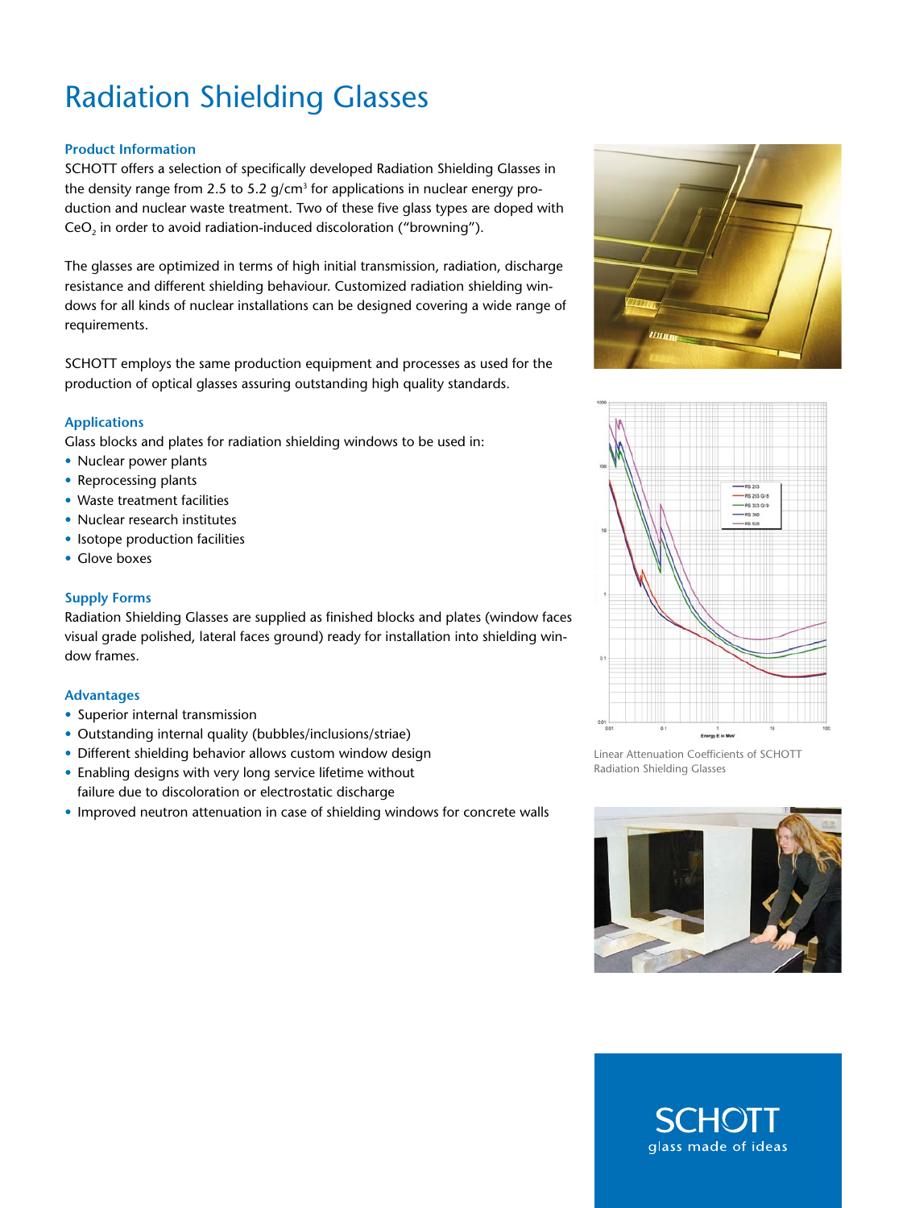# Radiation Shielding Glasses

## Product Information

SCHOTT offers a selection of specifically developed Radiation Shielding Glasses in the density range from 2.5 to 5.2 g/cm$^3$ for applications in nuclear energy production and nuclear waste treatment. Two of these five glass types are doped with $CeO_2$ in order to avoid radiation-induced discoloration ("browning").

The glasses are optimized in terms of high initial transmission, radiation, discharge resistance and different shielding behaviour. Customized radiation shielding windows for all kinds of nuclear installations can be designed covering a wide range of requirements.

SCHOTT employs the same production equipment and processes as used for the production of optical glasses assuring outstanding high quality standards.

## Applications

Glass blocks and plates for radiation shielding windows to be used in:

- Nuclear power plants
- Reprocessing plants
- Waste treatment facilities
- Nuclear research institutes
- Isotope production facilities
- Glove boxes

## Supply Forms

Radiation Shielding Glasses are supplied as finished blocks and plates (window faces visual grade polished, lateral faces ground) ready for installation into shielding window frames.

## Advantages

- Superior internal transmission
- Outstanding internal quality (bubbles/inclusions/striae)
- Different shielding behavior allows custom window design
- Enabling designs with very long service lifetime without failure due to discoloration or electrostatic discharge
- Improved neutron attenuation in case of shielding windows for concrete walls

Linear Attenuation Coefficients of SCHOTT Radiation Shielding Glasses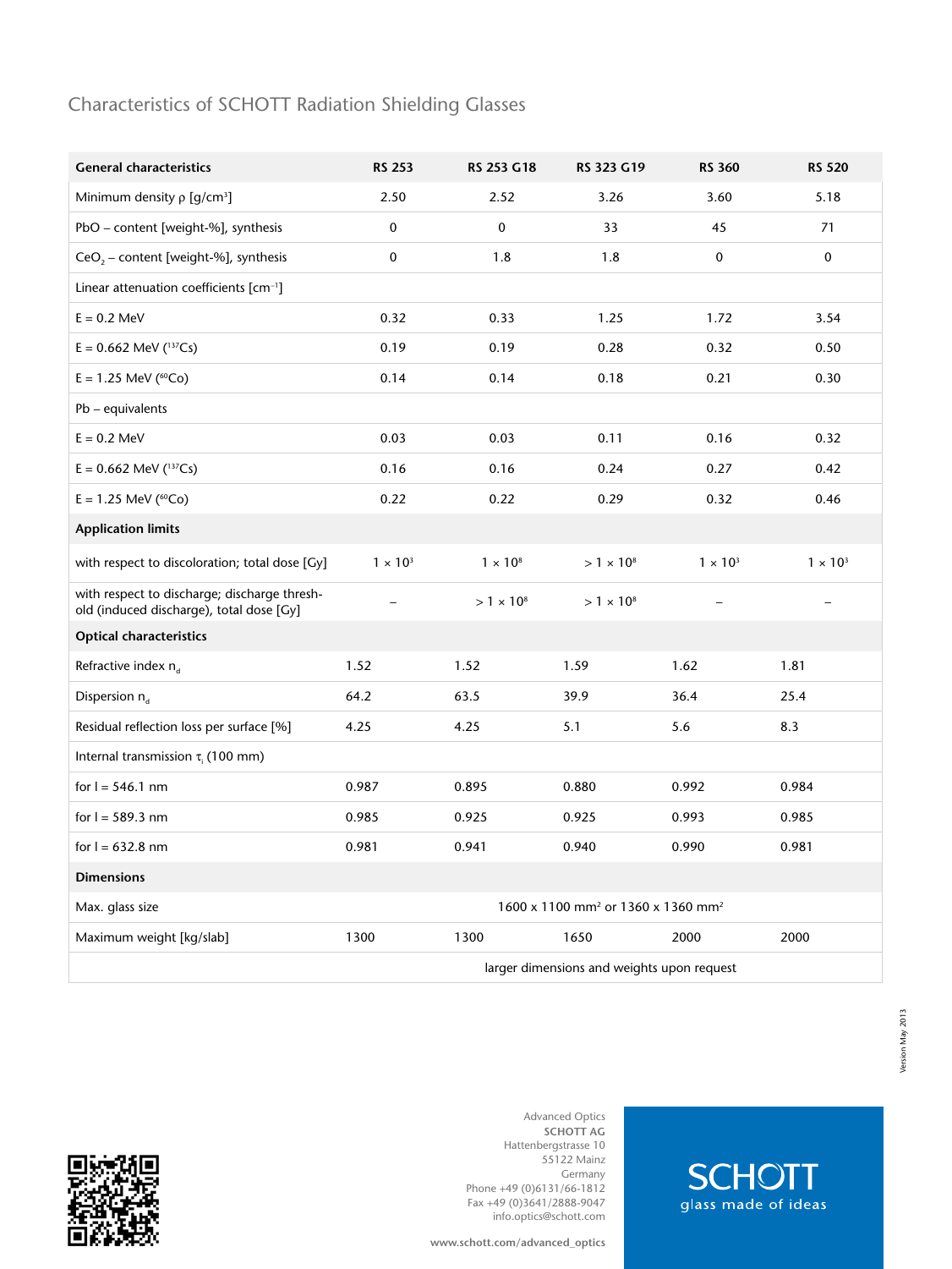## Characteristics of SCHOTT Radiation Shielding Glasses

| General characteristics | RS 253 | RS 253 G18 | RS 323 G19 | RS 360 | RS 520 |
|---|---|---|---|---|---|
| Minimum density ρ [g/cm³] | 2.50 | 2.52 | 3.26 | 3.60 | 5.18 |
| PbO – content [weight-%], synthesis | 0 | 0 | 33 | 45 | 71 |
| $CeO_2$ – content [weight-%], synthesis | 0 | 1.8 | 1.8 | 0 | 0 |
| Linear attenuation coefficients [$cm^{-1}$] | | | | | |
| E = 0.2 MeV | 0.32 | 0.33 | 1.25 | 1.72 | 3.54 |
| E = 0.662 MeV ($^{137}Cs$) | 0.19 | 0.19 | 0.28 | 0.32 | 0.50 |
| E = 1.25 MeV ($^{60}Co$) | 0.14 | 0.14 | 0.18 | 0.21 | 0.30 |
| Pb – equivalents | | | | | |
| E = 0.2 MeV | 0.03 | 0.03 | 0.11 | 0.16 | 0.32 |
| E = 0.662 MeV ($^{137}Cs$) | 0.16 | 0.16 | 0.24 | 0.27 | 0.42 |
| E = 1.25 MeV ($^{60}Co$) | 0.22 | 0.22 | 0.29 | 0.32 | 0.46 |
| **Application limits** | | | | | |
| with respect to discoloration; total dose [Gy] | $1 \times 10^3$ | $1 \times 10^8$ | $> 1 \times 10^8$ | $1 \times 10^3$ | $1 \times 10^3$ |
| with respect to discharge; discharge threshold (induced discharge), total dose [Gy] | – | $> 1 \times 10^8$ | $> 1 \times 10^8$ | – | – |
| **Optical characteristics** | | | | | |
| Refractive index $n_d$ | 1.52 | 1.52 | 1.59 | 1.62 | 1.81 |
| Dispersion $n_d$ | 64.2 | 63.5 | 39.9 | 36.4 | 25.4 |
| Residual reflection loss per surface [%] | 4.25 | 4.25 | 5.1 | 5.6 | 8.3 |
| Internal transmission $\tau_i$ (100 mm) | | | | | |
| for l = 546.1 nm | 0.987 | 0.895 | 0.880 | 0.992 | 0.984 |
| for l = 589.3 nm | 0.985 | 0.925 | 0.925 | 0.993 | 0.985 |
| for l = 632.8 nm | 0.981 | 0.941 | 0.940 | 0.990 | 0.981 |
| **Dimensions** | | | | | |
| Max. glass size | 1600 x 1100 mm² or 1360 x 1360 mm² | | | | |
| Maximum weight [kg/slab] | 1300 | 1300 | 1650 | 2000 | 2000 |
| | larger dimensions and weights upon request | | | | |

Version May 2013

Advanced Optics
**SCHOTT AG**
Hattenbergstrasse 10
55122 Mainz
Germany
Phone +49 (0)6131/66-1812
Fax +49 (0)3641/2888-9047
info.optics@schott.com

www.schott.com/advanced_optics

SCHOTT
glass made of ideas